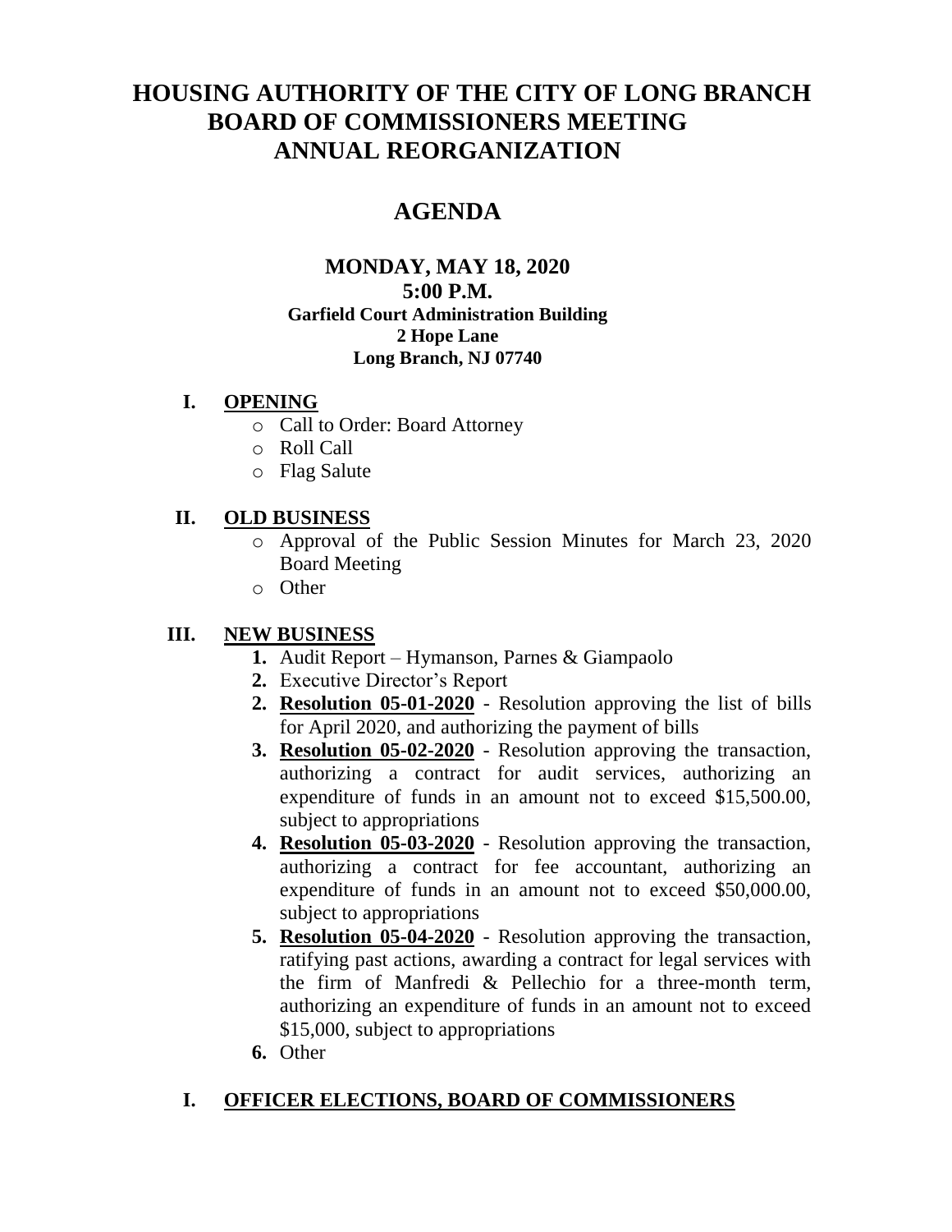# HOUSING AUTHORITY OF THE CITY OF LONG BRANCH BOARD OF COMMISSIONERS MEETING ANNUAL REORGANIZATION

## AGENDA

### MONDAY, MAY 18, 2020
### 5:00 P.M.
**Garfield Court Administration Building**
**2 Hope Lane**
**Long Branch, NJ 07740**

**I. OPENING**

- Call to Order: Board Attorney
- Roll Call
- Flag Salute

**II. OLD BUSINESS**

- Approval of the Public Session Minutes for March 23, 2020 Board Meeting
- Other

**III. NEW BUSINESS**

1. Audit Report – Hymanson, Parnes & Giampaolo
2. Executive Director's Report
2. **Resolution 05-01-2020** - Resolution approving the list of bills for April 2020, and authorizing the payment of bills
3. **Resolution 05-02-2020** - Resolution approving the transaction, authorizing a contract for audit services, authorizing an expenditure of funds in an amount not to exceed $15,500.00, subject to appropriations
4. **Resolution 05-03-2020** - Resolution approving the transaction, authorizing a contract for fee accountant, authorizing an expenditure of funds in an amount not to exceed $50,000.00, subject to appropriations
5. **Resolution 05-04-2020** - Resolution approving the transaction, ratifying past actions, awarding a contract for legal services with the firm of Manfredi & Pellechio for a three-month term, authorizing an expenditure of funds in an amount not to exceed $15,000, subject to appropriations
6. Other

**I. OFFICER ELECTIONS, BOARD OF COMMISSIONERS**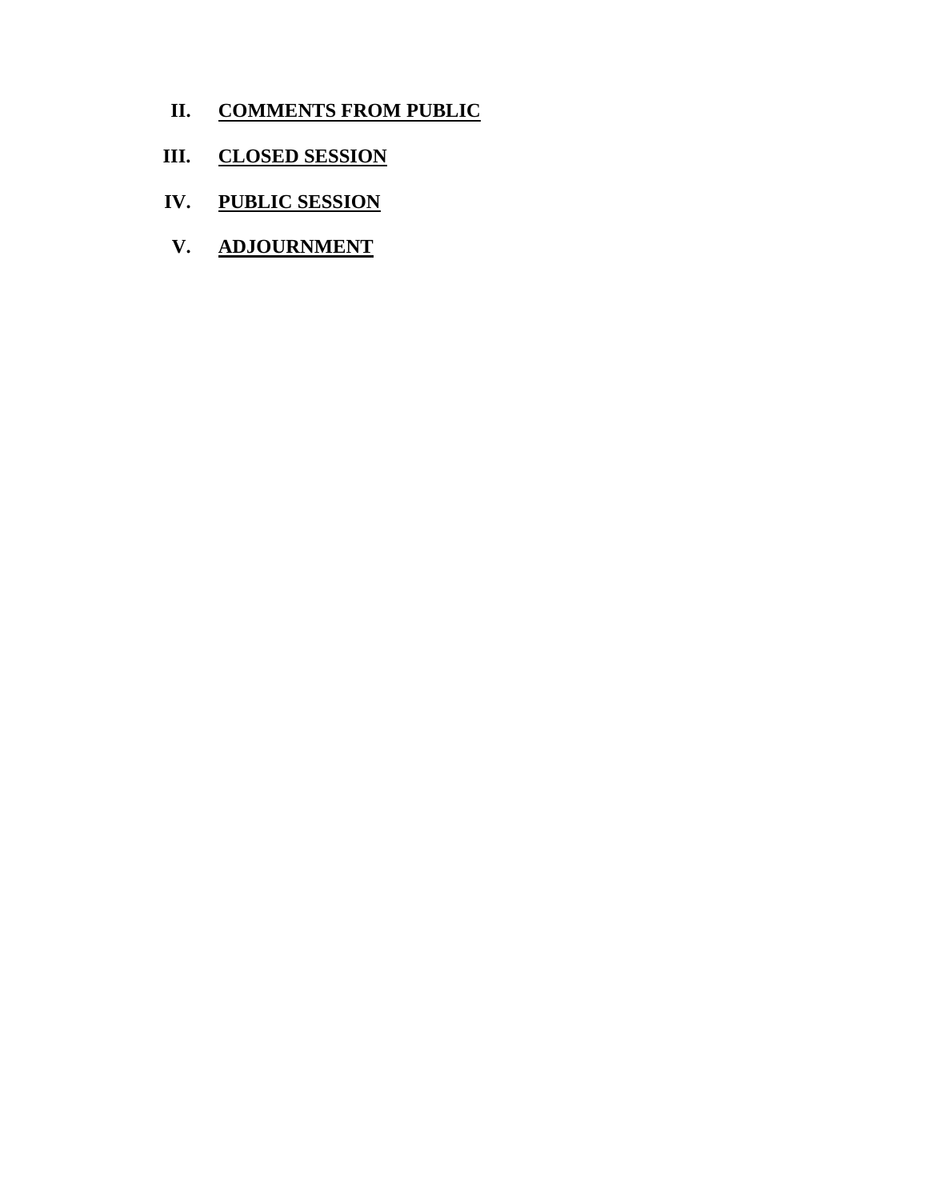II. **COMMENTS FROM PUBLIC**

III. **CLOSED SESSION**

IV. **PUBLIC SESSION**

V. **ADJOURNMENT**